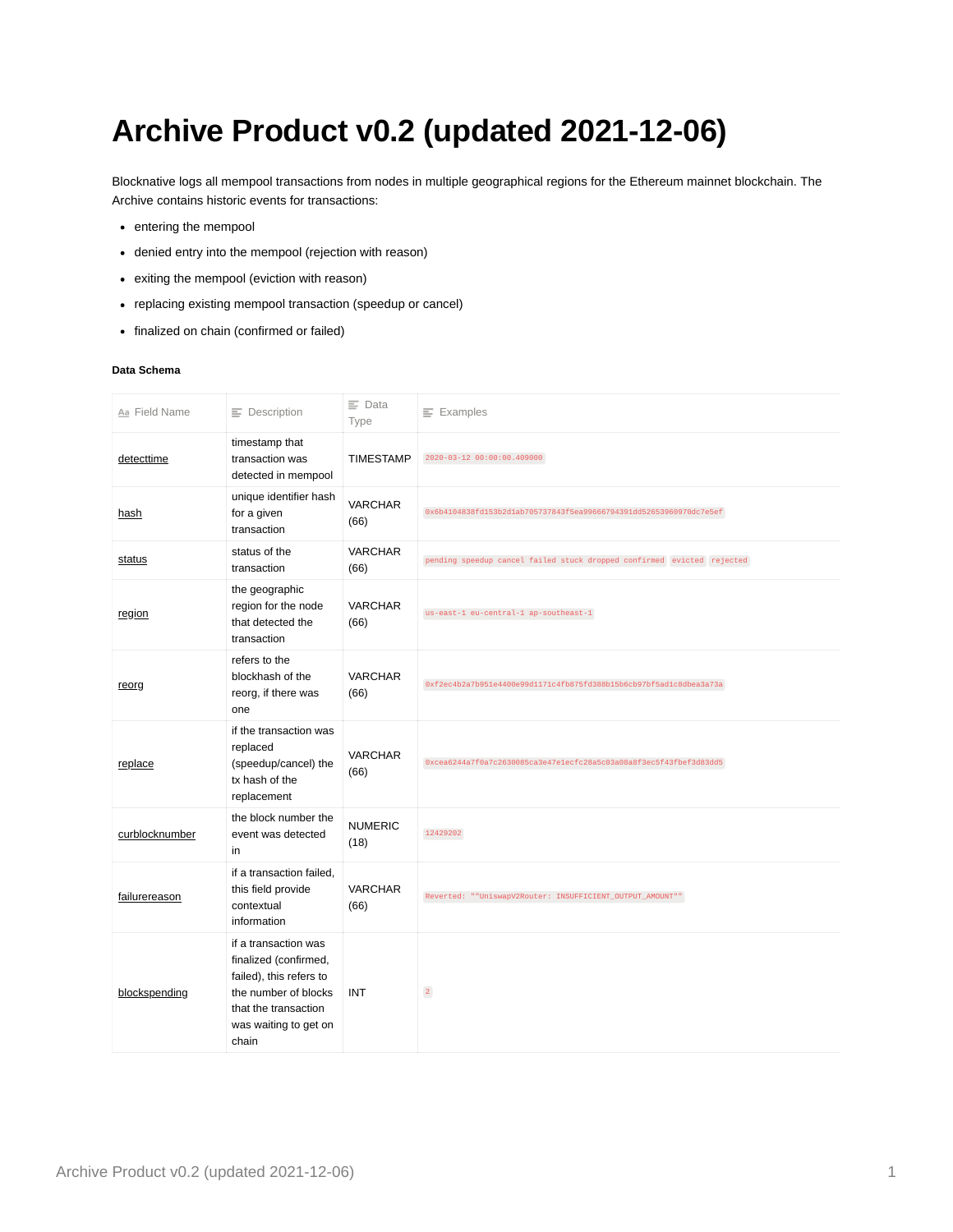# Archive Product v0.2 (updated 2021-12-06)

Blocknative logs all mempool transactions from nodes in multiple geographical regions for the Ethereum mainnet blockchain. The Archive contains historic events for transactions:

- entering the mempool
- denied entry into the mempool (rejection with reason)
- exiting the mempool (eviction with reason)
- replacing existing mempool transaction (speedup or cancel)
- finalized on chain (confirmed or failed)

**Data Schema**

| Field Name | Description | Data Type | Examples |
|---|---|---|---|
| detecttime | timestamp that transaction was detected in mempool | TIMESTAMP | `2020-03-12 00:00:00.409000` |
| hash | unique identifier hash for a given transaction | VARCHAR (66) | `0x6b4104838fd153b2d1ab705737843f5ea99666794391dd52653960970dc7e5ef` |
| status | status of the transaction | VARCHAR (66) | `pending speedup cancel failed stuck dropped confirmed` `evicted` `rejected` |
| region | the geographic region for the node that detected the transaction | VARCHAR (66) | `us-east-1 eu-central-1 ap-southeast-1` |
| reorg | refers to the blockhash of the reorg, if there was one | VARCHAR (66) | `0xf2ec4b2a7b951e4400e99d1171c4fb875fd388b15b6cb97bf5ad1c8dbea3a73a` |
| replace | if the transaction was replaced (speedup/cancel) the tx hash of the replacement | VARCHAR (66) | `0xcea6244a7f0a7c2630085ca3e47e1ecfc28a5c03a08a8f3ec5f43fbef3d83dd5` |
| curblocknumber | the block number the event was detected in | NUMERIC (18) | `12429202` |
| failurereason | if a transaction failed, this field provide contextual information | VARCHAR (66) | `Reverted: ""UniswapV2Router: INSUFFICIENT_OUTPUT_AMOUNT""` |
| blockspending | if a transaction was finalized (confirmed, failed), this refers to the number of blocks that the transaction was waiting to get on chain | INT | `2` |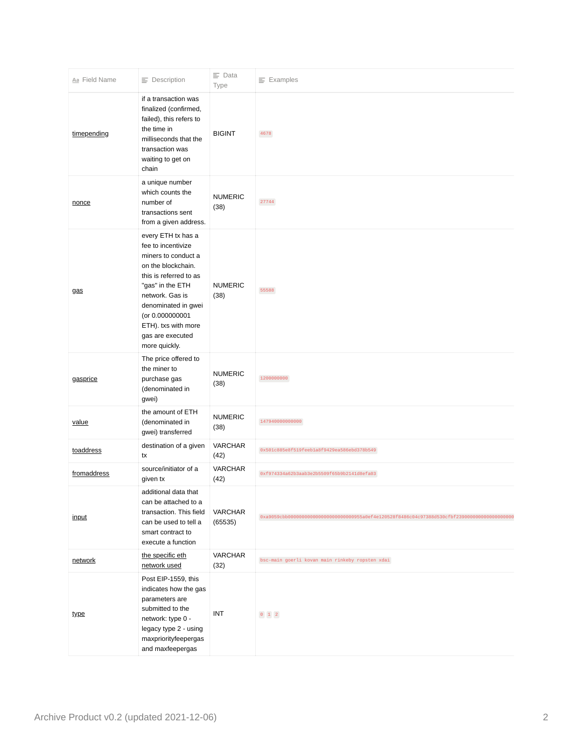| Field Name | Description | Data Type | Examples |
| --- | --- | --- | --- |
| timepending | if a transaction was finalized (confirmed, failed), this refers to the time in milliseconds that the transaction was waiting to get on chain | BIGINT | `4678` |
| nonce | a unique number which counts the number of transactions sent from a given address. | NUMERIC (38) | `27744` |
| gas | every ETH tx has a fee to incentivize miners to conduct a on the blockchain. this is referred to as "gas" in the ETH network. Gas is denominated in gwei (or 0.000000001 ETH). txs with more gas are executed more quickly. | NUMERIC (38) | `55588` |
| gasprice | The price offered to the miner to purchase gas (denominated in gwei) | NUMERIC (38) | `1200000000` |
| value | the amount of ETH (denominated in gwei) transferred | NUMERIC (38) | `147940000000000` |
| toaddress | destination of a given tx | VARCHAR (42) | `0x501c885e8f519feeb1a8f9429ea586ebd378b549` |
| fromaddress | source/initiator of a given tx | VARCHAR (42) | `0xf974334a62b3aab3e2b5509f65b9b2141d8efa03` |
| input | additional data that can be attached to a transaction. This field can be used to tell a smart contract to execute a function | VARCHAR (65535) | `0xa9059cbb000000000000000000000000955a0ef4e120528f8486c04c97388d530cfbf2390000000000000000000` |
| network | the specific eth network used | VARCHAR (32) | `bsc-main` `goerli` `kovan` `main` `rinkeby` `ropsten` `xdai` |
| type | Post EIP-1559, this indicates how the gas parameters are submitted to the network: type 0 - legacy type 2 - using maxpriorityfeepergas and maxfeepergas | INT | `0` `1` `2` |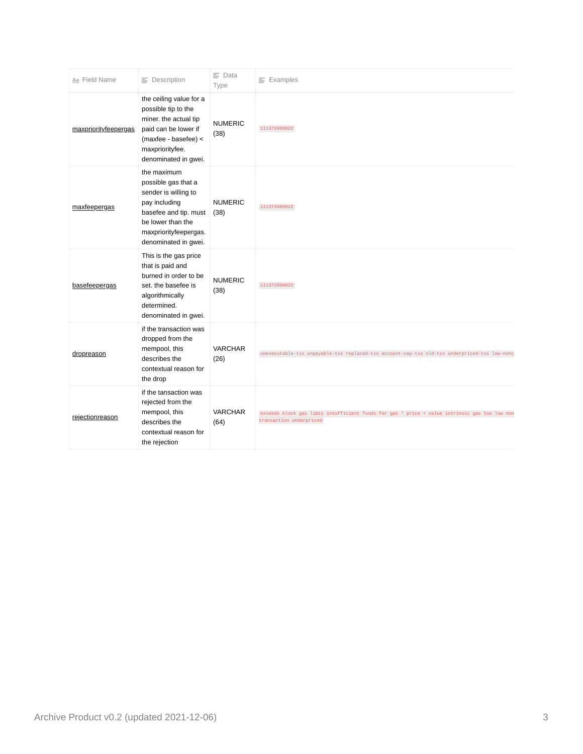| Field Name | Description | Data Type | Examples |
| --- | --- | --- | --- |
| maxpriorityfeepergas | the ceiling value for a possible tip to the miner. the actual tip paid can be lower if (maxfee - basefee) < maxpriorityfee. denominated in gwei. | NUMERIC (38) | `111373960022` |
| maxfeepergas | the maximum possible gas that a sender is willing to pay including basefee and tip. must be lower than the maxpriorityfeepergas. denominated in gwei. | NUMERIC (38) | `111373960022` |
| basefeepergas | This is the gas price that is paid and burned in order to be set. the basefee is algorithmically determined. denominated in gwei. | NUMERIC (38) | `111373960022` |
| dropreason | if the transaction was dropped from the mempool, this describes the contextual reason for the drop | VARCHAR (26) | `unexecutable-txs` `unpayable-txs` `replaced-txs` `account-cap-txs` `old-txs` `underpriced-txs` `low-nonc` |
| rejectionreason | if the tansaction was rejected from the mempool, this describes the contextual reason for the rejection | VARCHAR (64) | `exceeds block gas limit` `insufficient funds for gas * price + value` `intrinsic gas too low` `non` `transaction underpriced` |